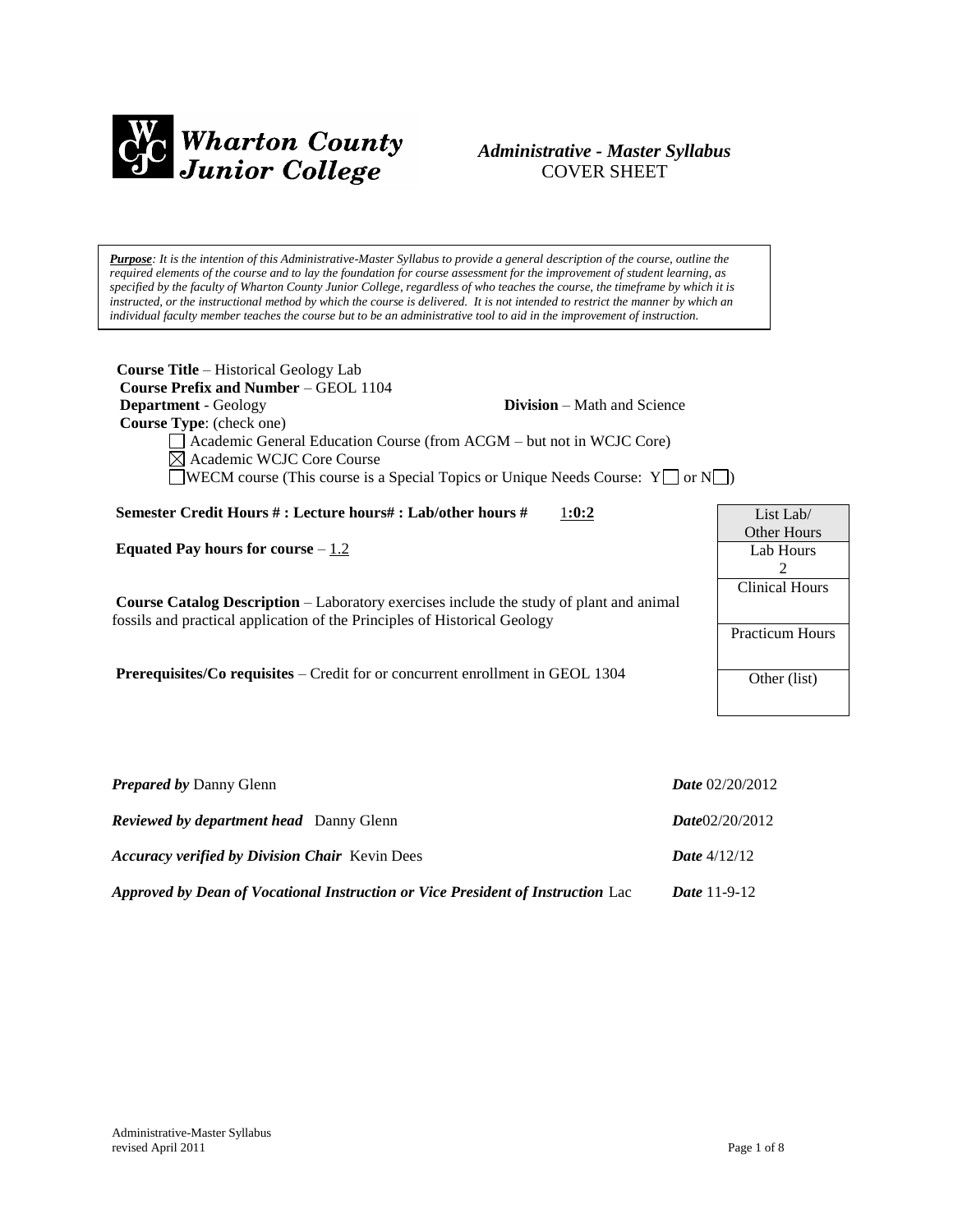**Wharton County Junior College**

***Administrative - Master Syllabus***
COVER SHEET

***Purpose****: It is the intention of this Administrative-Master Syllabus to provide a general description of the course, outline the required elements of the course and to lay the foundation for course assessment for the improvement of student learning, as specified by the faculty of Wharton County Junior College, regardless of who teaches the course, the timeframe by which it is instructed, or the instructional method by which the course is delivered. It is not intended to restrict the manner by which an individual faculty member teaches the course but to be an administrative tool to aid in the improvement of instruction.*

**Course Title** – Historical Geology Lab
**Course Prefix and Number** – GEOL 1104
**Department** - Geology **Division** – Math and Science
**Course Type**: (check one)

- ☐ Academic General Education Course (from ACGM – but not in WCJC Core)
- ☒ Academic WCJC Core Course
- ☐ WECM course (This course is a Special Topics or Unique Needs Course: Y☐ or N☐)

**Semester Credit Hours # : Lecture hours# : Lab/other hours #** 1**:0:2**

**Equated Pay hours for course** – 1.2

**Course Catalog Description** – Laboratory exercises include the study of plant and animal fossils and practical application of the Principles of Historical Geology

**Prerequisites/Co requisites** – Credit for or concurrent enrollment in GEOL 1304

| List Lab/ Other Hours |
| --- |
| Lab Hours 2 |
| Clinical Hours |
| Practicum Hours |
| Other (list) |

***Prepared by*** Danny Glenn ***Date*** 02/20/2012

***Reviewed by department head*** Danny Glenn ***Date***02/20/2012

***Accuracy verified by Division Chair*** Kevin Dees ***Date*** 4/12/12

***Approved by Dean of Vocational Instruction or Vice President of Instruction*** Lac ***Date*** 11-9-12

Administrative-Master Syllabus
revised April 2011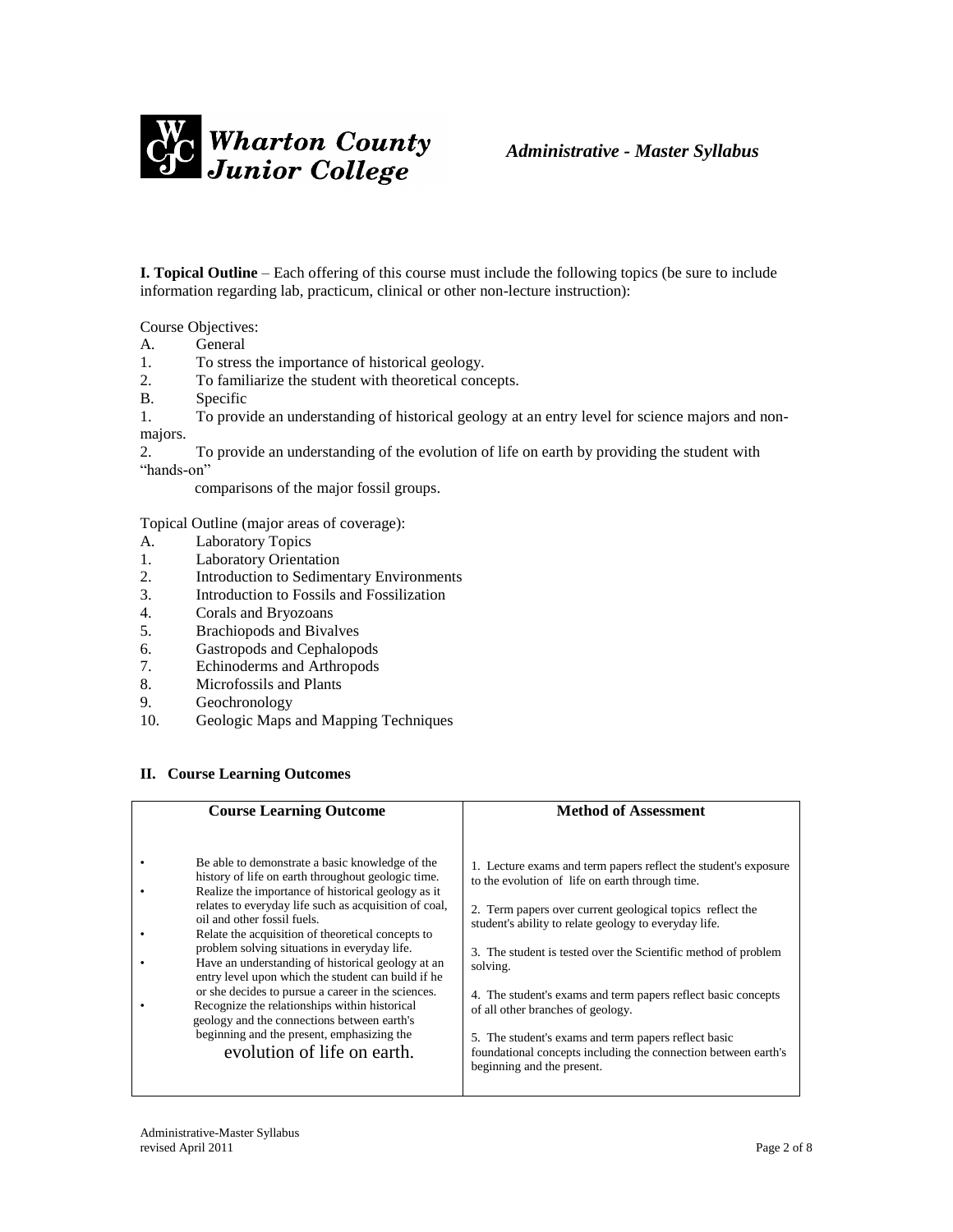**Wharton County Junior College** *Administrative - Master Syllabus*

**I. Topical Outline** – Each offering of this course must include the following topics (be sure to include information regarding lab, practicum, clinical or other non-lecture instruction):

Course Objectives:

A. General

1. To stress the importance of historical geology.
2. To familiarize the student with theoretical concepts.

B. Specific

1. To provide an understanding of historical geology at an entry level for science majors and non-majors.
2. To provide an understanding of the evolution of life on earth by providing the student with "hands-on" comparisons of the major fossil groups.

Topical Outline (major areas of coverage):

A. Laboratory Topics

1. Laboratory Orientation
2. Introduction to Sedimentary Environments
3. Introduction to Fossils and Fossilization
4. Corals and Bryozoans
5. Brachiopods and Bivalves
6. Gastropods and Cephalopods
7. Echinoderms and Arthropods
8. Microfossils and Plants
9. Geochronology
10. Geologic Maps and Mapping Techniques

## II. Course Learning Outcomes

| Course Learning Outcome | Method of Assessment |
|---|---|
| • Be able to demonstrate a basic knowledge of the history of life on earth throughout geologic time.<br>• Realize the importance of historical geology as it relates to everyday life such as acquisition of coal, oil and other fossil fuels.<br>• Relate the acquisition of theoretical concepts to problem solving situations in everyday life.<br>• Have an understanding of historical geology at an entry level upon which the student can build if he or she decides to pursue a career in the sciences.<br>• Recognize the relationships within historical geology and the connections between earth's beginning and the present, emphasizing the evolution of life on earth. | 1. Lecture exams and term papers reflect the student's exposure to the evolution of life on earth through time.<br>2. Term papers over current geological topics reflect the student's ability to relate geology to everyday life.<br>3. The student is tested over the Scientific method of problem solving.<br>4. The student's exams and term papers reflect basic concepts of all other branches of geology.<br>5. The student's exams and term papers reflect basic foundational concepts including the connection between earth's beginning and the present. |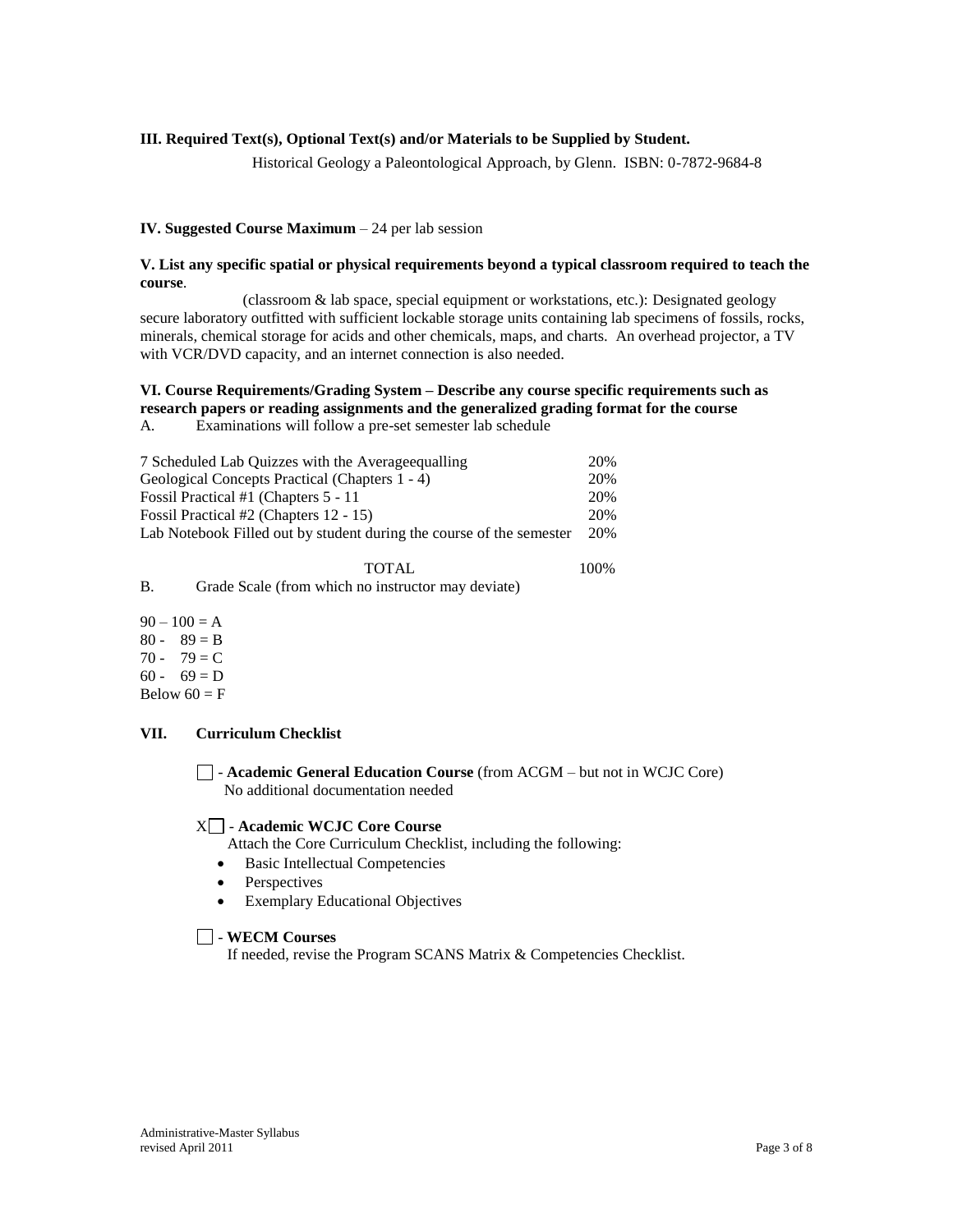**III. Required Text(s), Optional Text(s) and/or Materials to be Supplied by Student.**

Historical Geology a Paleontological Approach, by Glenn. ISBN: 0-7872-9684-8

**IV. Suggested Course Maximum** – 24 per lab session

**V. List any specific spatial or physical requirements beyond a typical classroom required to teach the course**.

(classroom & lab space, special equipment or workstations, etc.): Designated geology secure laboratory outfitted with sufficient lockable storage units containing lab specimens of fossils, rocks, minerals, chemical storage for acids and other chemicals, maps, and charts. An overhead projector, a TV with VCR/DVD capacity, and an internet connection is also needed.

**VI. Course Requirements/Grading System – Describe any course specific requirements such as research papers or reading assignments and the generalized grading format for the course**

A. Examinations will follow a pre-set semester lab schedule

| | |
|---|---|
| 7 Scheduled Lab Quizzes with the Averageequalling | 20% |
| Geological Concepts Practical (Chapters 1 - 4) | 20% |
| Fossil Practical #1 (Chapters 5 - 11 | 20% |
| Fossil Practical #2 (Chapters 12 - 15) | 20% |
| Lab Notebook Filled out by student during the course of the semester | 20% |
| TOTAL | 100% |

B. Grade Scale (from which no instructor may deviate)

90 – 100 = A
80 - 89 = B
70 - 79 = C
60 - 69 = D
Below 60 = F

**VII. Curriculum Checklist**

☐ - **Academic General Education Course** (from ACGM – but not in WCJC Core)
No additional documentation needed

X☐ - **Academic WCJC Core Course**
Attach the Core Curriculum Checklist, including the following:

- Basic Intellectual Competencies
- Perspectives
- Exemplary Educational Objectives

☐ - **WECM Courses**
If needed, revise the Program SCANS Matrix & Competencies Checklist.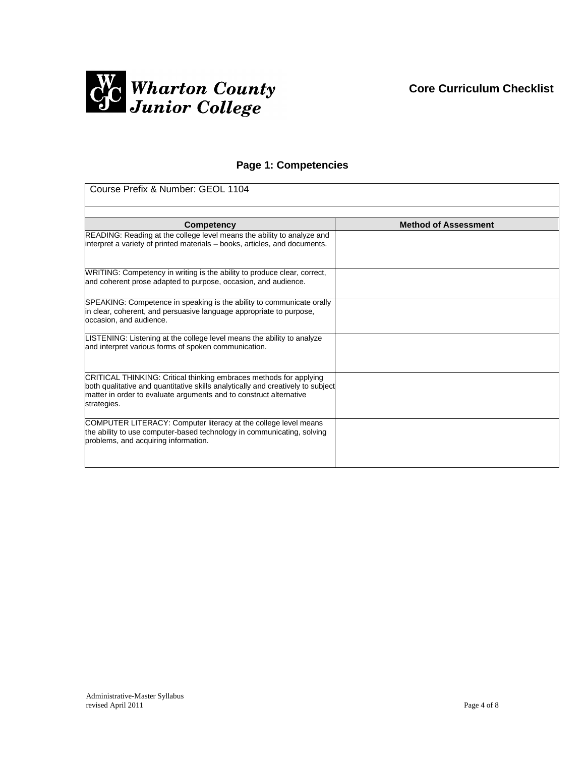Wharton County Junior College

**Core Curriculum Checklist**

## Page 1: Competencies

| Course Prefix & Number: GEOL 1104 | |
|---|---|
| | |
| **Competency** | **Method of Assessment** |
| READING: Reading at the college level means the ability to analyze and interpret a variety of printed materials – books, articles, and documents. | |
| WRITING: Competency in writing is the ability to produce clear, correct, and coherent prose adapted to purpose, occasion, and audience. | |
| SPEAKING: Competence in speaking is the ability to communicate orally in clear, coherent, and persuasive language appropriate to purpose, occasion, and audience. | |
| LISTENING: Listening at the college level means the ability to analyze and interpret various forms of spoken communication. | |
| CRITICAL THINKING: Critical thinking embraces methods for applying both qualitative and quantitative skills analytically and creatively to subject matter in order to evaluate arguments and to construct alternative strategies. | |
| COMPUTER LITERACY: Computer literacy at the college level means the ability to use computer-based technology in communicating, solving problems, and acquiring information. | |

Administrative-Master Syllabus
revised April 2011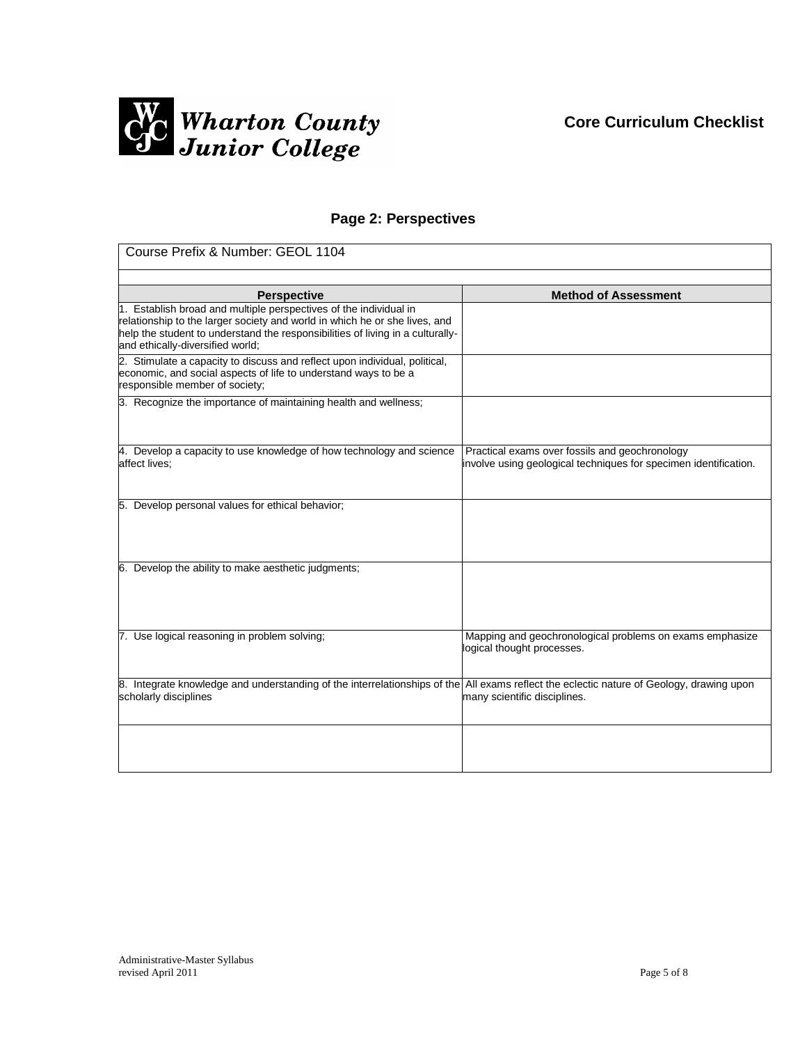Wharton County Junior College

**Core Curriculum Checklist**

## Page 2: Perspectives

Course Prefix & Number: GEOL 1104

| Perspective | Method of Assessment |
| --- | --- |
| 1. Establish broad and multiple perspectives of the individual in relationship to the larger society and world in which he or she lives, and help the student to understand the responsibilities of living in a culturally- and ethically-diversified world; | |
| 2. Stimulate a capacity to discuss and reflect upon individual, political, economic, and social aspects of life to understand ways to be a responsible member of society; | |
| 3. Recognize the importance of maintaining health and wellness; | |
| 4. Develop a capacity to use knowledge of how technology and science affect lives; | Practical exams over fossils and geochronology involve using geological techniques for specimen identification. |
| 5. Develop personal values for ethical behavior; | |
| 6. Develop the ability to make aesthetic judgments; | |
| 7. Use logical reasoning in problem solving; | Mapping and geochronological problems on exams emphasize logical thought processes. |
| 8. Integrate knowledge and understanding of the interrelationships of the scholarly disciplines | All exams reflect the eclectic nature of Geology, drawing upon many scientific disciplines. |
| | |

Administrative-Master Syllabus
revised April 2011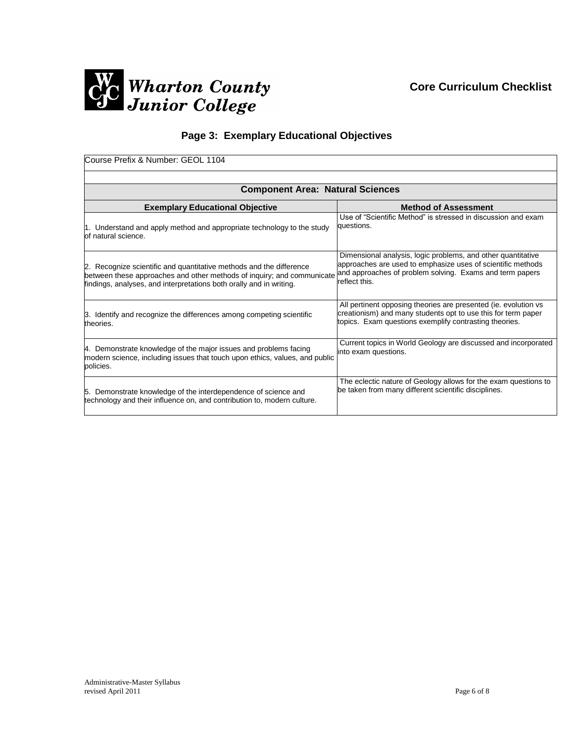Wharton County Junior College

**Core Curriculum Checklist**

## Page 3: Exemplary Educational Objectives

| Course Prefix & Number: GEOL 1104 | |
|---|---|
| | |
| **Component Area: Natural Sciences** | |
| **Exemplary Educational Objective** | **Method of Assessment** |
| 1. Understand and apply method and appropriate technology to the study of natural science. | Use of "Scientific Method" is stressed in discussion and exam questions. |
| 2. Recognize scientific and quantitative methods and the difference between these approaches and other methods of inquiry; and communicate findings, analyses, and interpretations both orally and in writing. | Dimensional analysis, logic problems, and other quantitative approaches are used to emphasize uses of scientific methods and approaches of problem solving. Exams and term papers reflect this. |
| 3. Identify and recognize the differences among competing scientific theories. | All pertinent opposing theories are presented (ie. evolution vs creationism) and many students opt to use this for term paper topics. Exam questions exemplify contrasting theories. |
| 4. Demonstrate knowledge of the major issues and problems facing modern science, including issues that touch upon ethics, values, and public policies. | Current topics in World Geology are discussed and incorporated into exam questions. |
| 5. Demonstrate knowledge of the interdependence of science and technology and their influence on, and contribution to, modern culture. | The eclectic nature of Geology allows for the exam questions to be taken from many different scientific disciplines. |

Administrative-Master Syllabus
revised April 2011